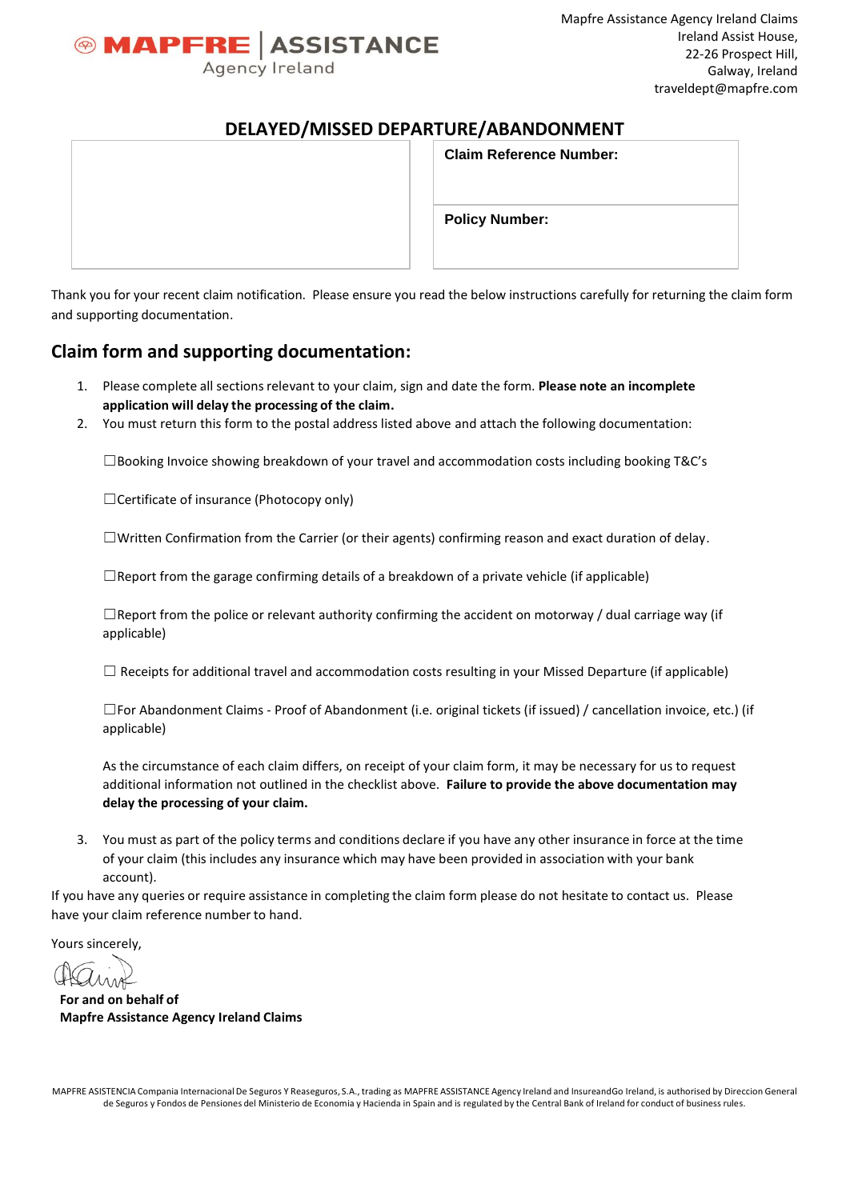MAPFRE | ASSISTANCE
Agency Ireland

Mapfre Assistance Agency Ireland Claims
Ireland Assist House,
22-26 Prospect Hill,
Galway, Ireland
traveldept@mapfre.com

# DELAYED/MISSED DEPARTURE/ABANDONMENT

| | **Claim Reference Number:** |
|---|---|
| | **Policy Number:** |

Thank you for your recent claim notification. Please ensure you read the below instructions carefully for returning the claim form and supporting documentation.

## Claim form and supporting documentation:

1. Please complete all sections relevant to your claim, sign and date the form. **Please note an incomplete application will delay the processing of the claim.**
2. You must return this form to the postal address listed above and attach the following documentation:

   ☐Booking Invoice showing breakdown of your travel and accommodation costs including booking T&C's

   ☐Certificate of insurance (Photocopy only)

   ☐Written Confirmation from the Carrier (or their agents) confirming reason and exact duration of delay.

   ☐Report from the garage confirming details of a breakdown of a private vehicle (if applicable)

   ☐Report from the police or relevant authority confirming the accident on motorway / dual carriage way (if applicable)

   ☐ Receipts for additional travel and accommodation costs resulting in your Missed Departure (if applicable)

   ☐For Abandonment Claims - Proof of Abandonment (i.e. original tickets (if issued) / cancellation invoice, etc.) (if applicable)

   As the circumstance of each claim differs, on receipt of your claim form, it may be necessary for us to request additional information not outlined in the checklist above. **Failure to provide the above documentation may delay the processing of your claim.**

3. You must as part of the policy terms and conditions declare if you have any other insurance in force at the time of your claim (this includes any insurance which may have been provided in association with your bank account).

If you have any queries or require assistance in completing the claim form please do not hesitate to contact us. Please have your claim reference number to hand.

Yours sincerely,

**For and on behalf of**
**Mapfre Assistance Agency Ireland Claims**

MAPFRE ASISTENCIA Compania Internacional De Seguros Y Reaseguros, S.A., trading as MAPFRE ASSISTANCE Agency Ireland and InsureandGo Ireland, is authorised by Direccion General de Seguros y Fondos de Pensiones del Ministerio de Economia y Hacienda in Spain and is regulated by the Central Bank of Ireland for conduct of business rules.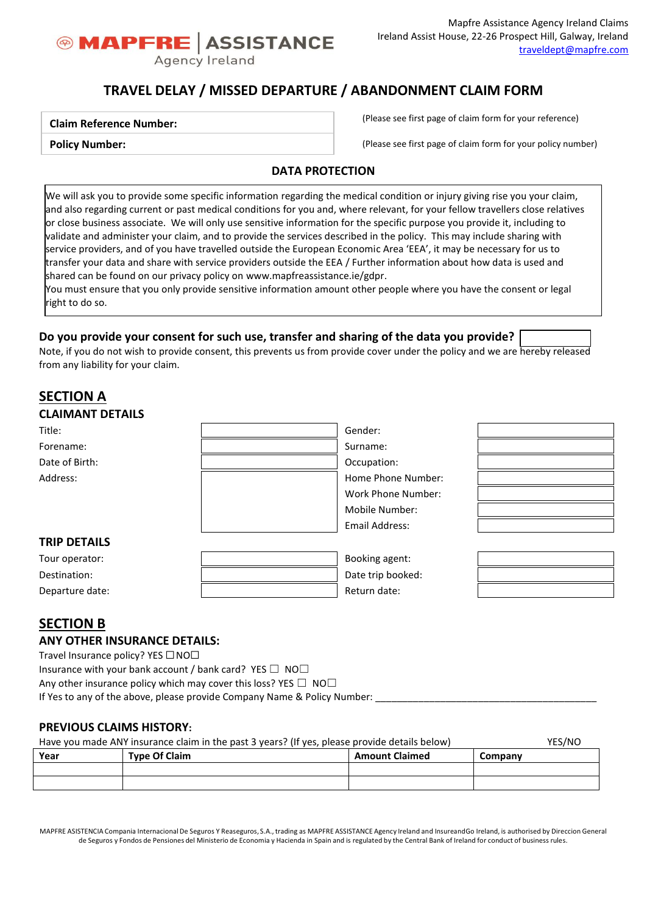MAPFRE | ASSISTANCE
Agency Ireland

Mapfre Assistance Agency Ireland Claims
Ireland Assist House, 22-26 Prospect Hill, Galway, Ireland
traveldept@mapfre.com

# TRAVEL DELAY / MISSED DEPARTURE / ABANDONMENT CLAIM FORM

| **Claim Reference Number:** | | (Please see first page of claim form for your reference) |
|---|---|---|
| **Policy Number:** | | (Please see first page of claim form for your policy number) |

## DATA PROTECTION

We will ask you to provide some specific information regarding the medical condition or injury giving rise you your claim, and also regarding current or past medical conditions for you and, where relevant, for your fellow travellers close relatives or close business associate. We will only use sensitive information for the specific purpose you provide it, including to validate and administer your claim, and to provide the services described in the policy. This may include sharing with service providers, and of you have travelled outside the European Economic Area 'EEA', it may be necessary for us to transfer your data and share with service providers outside the EEA / Further information about how data is used and shared can be found on our privacy policy on www.mapfreassistance.ie/gdpr.
You must ensure that you only provide sensitive information amount other people where you have the consent or legal right to do so.

**Do you provide your consent for such use, transfer and sharing of the data you provide?** ______

Note, if you do not wish to provide consent, this prevents us from provide cover under the policy and we are hereby released from any liability for your claim.

## SECTION A

### CLAIMANT DETAILS

| | | | |
|---|---|---|---|
| Title: | | Gender: | |
| Forename: | | Surname: | |
| Date of Birth: | | Occupation: | |
| Address: | | Home Phone Number: | |
| | | Work Phone Number: | |
| | | Mobile Number: | |
| | | Email Address: | |

### TRIP DETAILS

| | | | |
|---|---|---|---|
| Tour operator: | | Booking agent: | |
| Destination: | | Date trip booked: | |
| Departure date: | | Return date: | |

## SECTION B

### ANY OTHER INSURANCE DETAILS:

Travel Insurance policy? YES ☐ NO☐
Insurance with your bank account / bank card? YES ☐ NO☐
Any other insurance policy which may cover this loss? YES ☐ NO☐
If Yes to any of the above, please provide Company Name & Policy Number: ________________________________________

### PREVIOUS CLAIMS HISTORY:

Have you made ANY insurance claim in the past 3 years? (If yes, please provide details below) YES/NO

| Year | Type Of Claim | Amount Claimed | Company |
|---|---|---|---|
| | | | |
| | | | |

MAPFRE ASISTENCIA Compania Internacional De Seguros Y Reaseguros, S.A., trading as MAPFRE ASSISTANCE Agency Ireland and InsureandGo Ireland, is authorised by Direccion General de Seguros y Fondos de Pensiones del Ministerio de Economia y Hacienda in Spain and is regulated by the Central Bank of Ireland for conduct of business rules.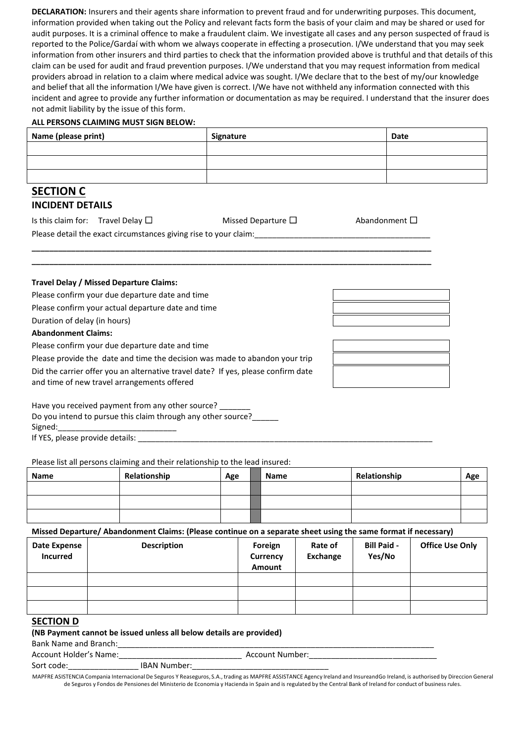**DECLARATION:** Insurers and their agents share information to prevent fraud and for underwriting purposes. This document, information provided when taking out the Policy and relevant facts form the basis of your claim and may be shared or used for audit purposes. It is a criminal offence to make a fraudulent claim. We investigate all cases and any person suspected of fraud is reported to the Police/Gardaí with whom we always cooperate in effecting a prosecution. I/We understand that you may seek information from other insurers and third parties to check that the information provided above is truthful and that details of this claim can be used for audit and fraud prevention purposes. I/We understand that you may request information from medical providers abroad in relation to a claim where medical advice was sought. I/We declare that to the best of my/our knowledge and belief that all the information I/We have given is correct. I/We have not withheld any information connected with this incident and agree to provide any further information or documentation as may be required. I understand that the insurer does not admit liability by the issue of this form.

**ALL PERSONS CLAIMING MUST SIGN BELOW:**

| Name (please print) | Signature | Date |
|---|---|---|
| | | |
| | | |
| | | |

## SECTION C

### INCIDENT DETAILS

Is this claim for: Travel Delay ☐ Missed Departure ☐ Abandonment ☐

Please detail the exact circumstances giving rise to your claim:________________________________________

________________________________________________________________________________

________________________________________________________________________________

**Travel Delay / Missed Departure Claims:**

| | |
|---|---|
| Please confirm your due departure date and time | |
| Please confirm your actual departure date and time | |
| Duration of delay (in hours) | |

**Abandonment Claims:**

| | |
|---|---|
| Please confirm your due departure date and time | |
| Please provide the date and time the decision was made to abandon your trip | |
| Did the carrier offer you an alternative travel date? If yes, please confirm date and time of new travel arrangements offered | |

Have you received payment from any other source? _______

Do you intend to pursue this claim through any other source?______

Signed:___________________________

If YES, please provide details: ______________________________________________________________________

Please list all persons claiming and their relationship to the lead insured:

| Name | Relationship | Age | | Name | Relationship | Age |
|---|---|---|---|---|---|---|
| | | | | | | |
| | | | | | | |
| | | | | | | |

**Missed Departure/ Abandonment Claims: (Please continue on a separate sheet using the same format if necessary)**

| Date Expense Incurred | Description | Foreign Currency Amount | Rate of Exchange | Bill Paid - Yes/No | Office Use Only |
|---|---|---|---|---|---|
| | | | | | |
| | | | | | |
| | | | | | |

## SECTION D

**(NB Payment cannot be issued unless all below details are provided)**

Bank Name and Branch:___________________________________________________________________________

Account Holder's Name:_____________________________ Account Number:_____________________________

Sort code:________________ IBAN Number:________________________________

MAPFRE ASISTENCIA Compania Internacional De Seguros Y Reaseguros, S.A., trading as MAPFRE ASSISTANCE Agency Ireland and InsureandGo Ireland, is authorised by Direccion General de Seguros y Fondos de Pensiones del Ministerio de Economia y Hacienda in Spain and is regulated by the Central Bank of Ireland for conduct of business rules.